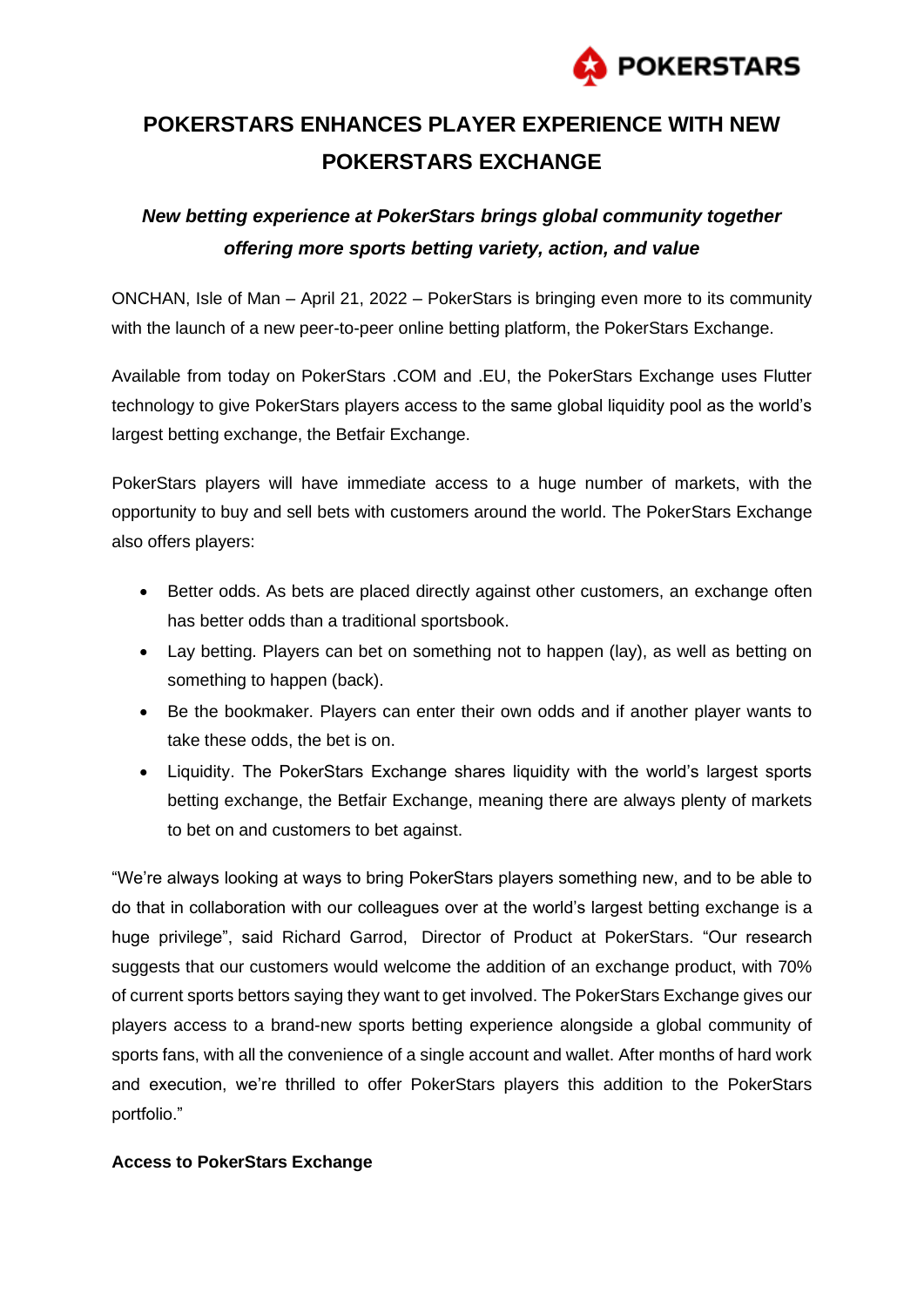# POKERSTARS ENHANCES PLAYER EXPERIENCE WITH NEW POKERSTARS EXCHANGE

***New betting experience at PokerStars brings global community together offering more sports betting variety, action, and value***

ONCHAN, Isle of Man – April 21, 2022 – PokerStars is bringing even more to its community with the launch of a new peer-to-peer online betting platform, the PokerStars Exchange.

Available from today on PokerStars .COM and .EU, the PokerStars Exchange uses Flutter technology to give PokerStars players access to the same global liquidity pool as the world's largest betting exchange, the Betfair Exchange.

PokerStars players will have immediate access to a huge number of markets, with the opportunity to buy and sell bets with customers around the world. The PokerStars Exchange also offers players:

- Better odds. As bets are placed directly against other customers, an exchange often has better odds than a traditional sportsbook.
- Lay betting. Players can bet on something not to happen (lay), as well as betting on something to happen (back).
- Be the bookmaker. Players can enter their own odds and if another player wants to take these odds, the bet is on.
- Liquidity. The PokerStars Exchange shares liquidity with the world's largest sports betting exchange, the Betfair Exchange, meaning there are always plenty of markets to bet on and customers to bet against.

"We're always looking at ways to bring PokerStars players something new, and to be able to do that in collaboration with our colleagues over at the world's largest betting exchange is a huge privilege", said Richard Garrod, Director of Product at PokerStars. "Our research suggests that our customers would welcome the addition of an exchange product, with 70% of current sports bettors saying they want to get involved. The PokerStars Exchange gives our players access to a brand-new sports betting experience alongside a global community of sports fans, with all the convenience of a single account and wallet. After months of hard work and execution, we're thrilled to offer PokerStars players this addition to the PokerStars portfolio."

**Access to PokerStars Exchange**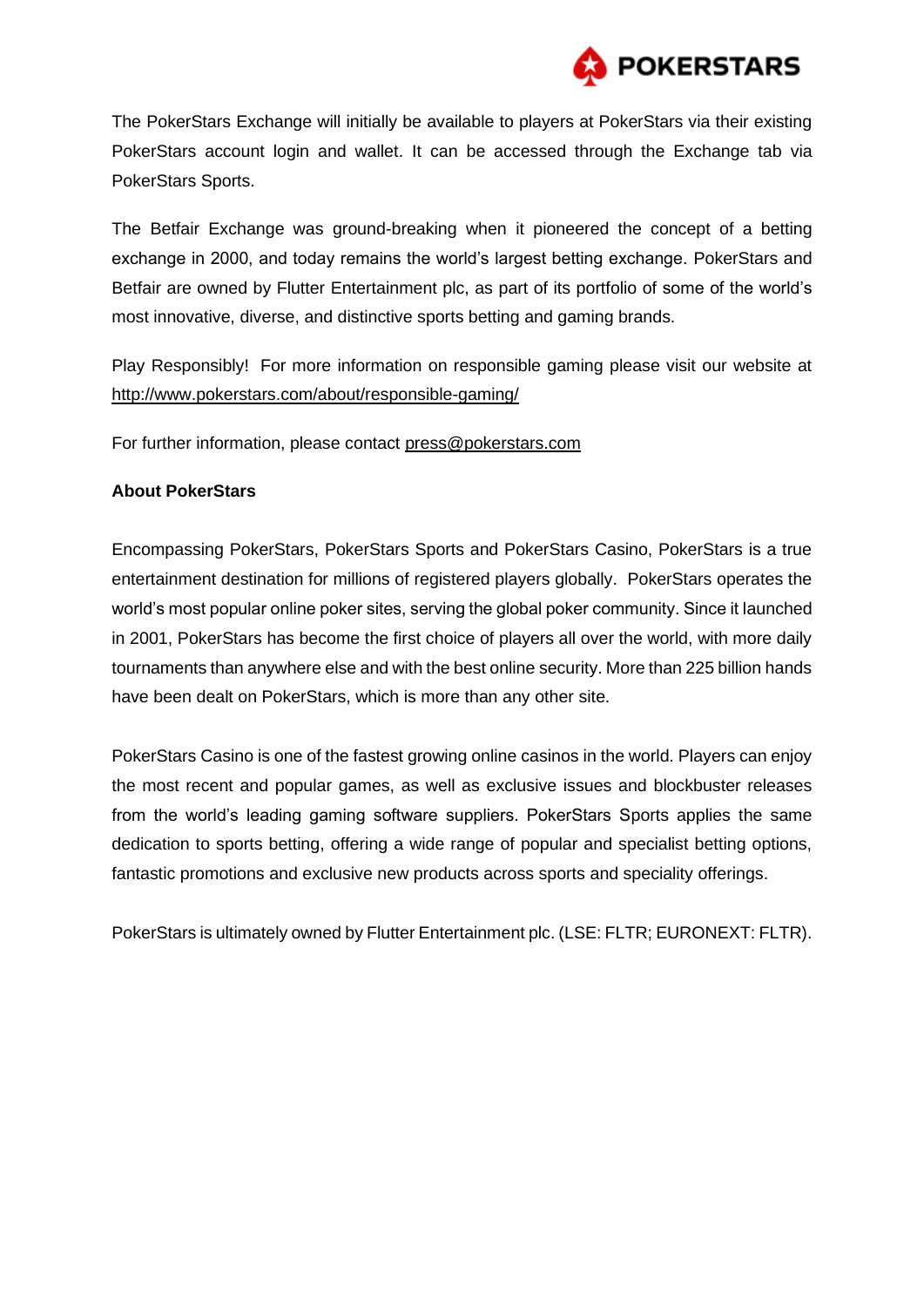The PokerStars Exchange will initially be available to players at PokerStars via their existing PokerStars account login and wallet. It can be accessed through the Exchange tab via PokerStars Sports.

The Betfair Exchange was ground-breaking when it pioneered the concept of a betting exchange in 2000, and today remains the world's largest betting exchange. PokerStars and Betfair are owned by Flutter Entertainment plc, as part of its portfolio of some of the world's most innovative, diverse, and distinctive sports betting and gaming brands.

Play Responsibly! For more information on responsible gaming please visit our website at http://www.pokerstars.com/about/responsible-gaming/

For further information, please contact press@pokerstars.com

**About PokerStars**

Encompassing PokerStars, PokerStars Sports and PokerStars Casino, PokerStars is a true entertainment destination for millions of registered players globally. PokerStars operates the world's most popular online poker sites, serving the global poker community. Since it launched in 2001, PokerStars has become the first choice of players all over the world, with more daily tournaments than anywhere else and with the best online security. More than 225 billion hands have been dealt on PokerStars, which is more than any other site.

PokerStars Casino is one of the fastest growing online casinos in the world. Players can enjoy the most recent and popular games, as well as exclusive issues and blockbuster releases from the world's leading gaming software suppliers. PokerStars Sports applies the same dedication to sports betting, offering a wide range of popular and specialist betting options, fantastic promotions and exclusive new products across sports and speciality offerings.

PokerStars is ultimately owned by Flutter Entertainment plc. (LSE: FLTR; EURONEXT: FLTR).